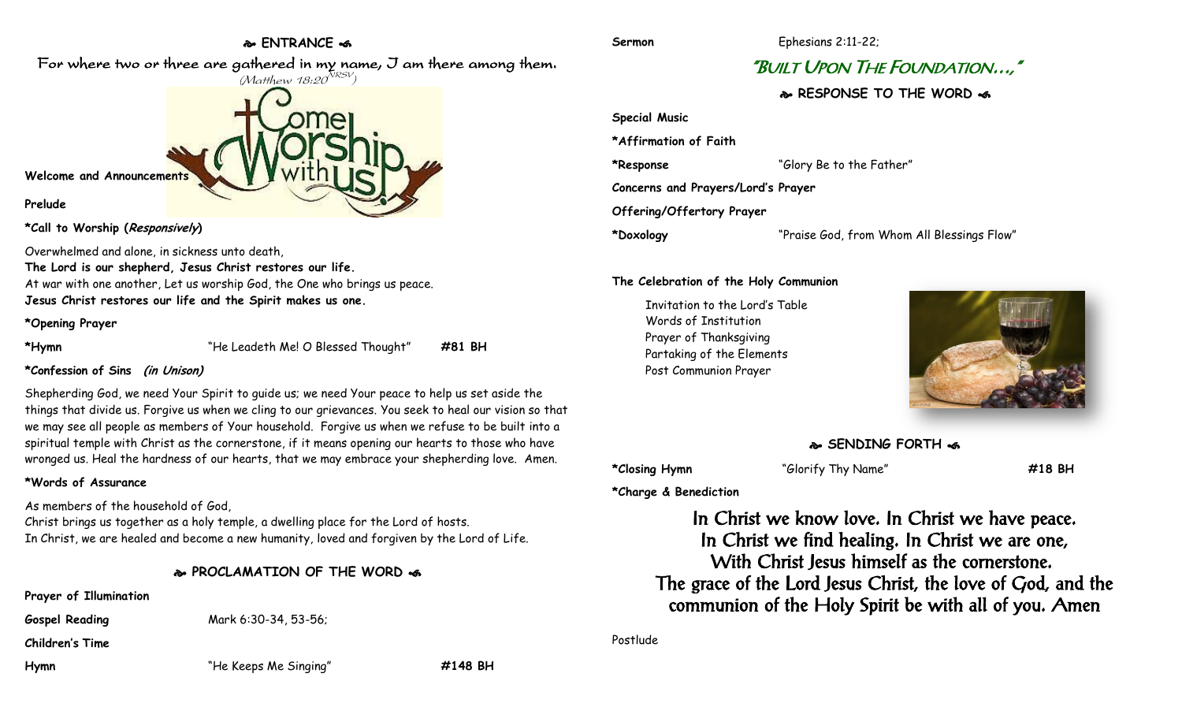## ENTRANCE

For where two or three are gathered in my name, I am there among them.
(Matthew 18:20 NRSV)

**Welcome and Announcements**

**Prelude**

**\*Call to Worship (*Responsively*)**

Overwhelmed and alone, in sickness unto death,
**The Lord is our shepherd, Jesus Christ restores our life.**
At war with one another, Let us worship God, the One who brings us peace.
**Jesus Christ restores our life and the Spirit makes us one.**

**\*Opening Prayer**

**\*Hymn** "He Leadeth Me! O Blessed Thought" **#81 BH**

**\*Confession of Sins (*in Unison*)**

Shepherding God, we need Your Spirit to guide us; we need Your peace to help us set aside the things that divide us. Forgive us when we cling to our grievances. You seek to heal our vision so that we may see all people as members of Your household. Forgive us when we refuse to be built into a spiritual temple with Christ as the cornerstone, if it means opening our hearts to those who have wronged us. Heal the hardness of our hearts, that we may embrace your shepherding love. Amen.

**\*Words of Assurance**

As members of the household of God,
Christ brings us together as a holy temple, a dwelling place for the Lord of hosts.
In Christ, we are healed and become a new humanity, loved and forgiven by the Lord of Life.

## PROCLAMATION OF THE WORD

**Prayer of Illumination**

**Gospel Reading** Mark 6:30-34, 53-56;

**Children's Time**

**Hymn** "He Keeps Me Singing" **#148 BH**

**Sermon** Ephesians 2:11-22;

### "BUILT UPON THE FOUNDATION…,"

## RESPONSE TO THE WORD

**Special Music**

**\*Affirmation of Faith**

**\*Response** "Glory Be to the Father"

**Concerns and Prayers/Lord's Prayer**

**Offering/Offertory Prayer**

**\*Doxology** "Praise God, from Whom All Blessings Flow"

**The Celebration of the Holy Communion**

Invitation to the Lord's Table
Words of Institution
Prayer of Thanksgiving
Partaking of the Elements
Post Communion Prayer

## SENDING FORTH

**\*Closing Hymn** "Glorify Thy Name" **#18 BH**

**\*Charge & Benediction**

In Christ we know love. In Christ we have peace.
In Christ we find healing. In Christ we are one,
With Christ Jesus himself as the cornerstone.
The grace of the Lord Jesus Christ, the love of God, and the communion of the Holy Spirit be with all of you. Amen

Postlude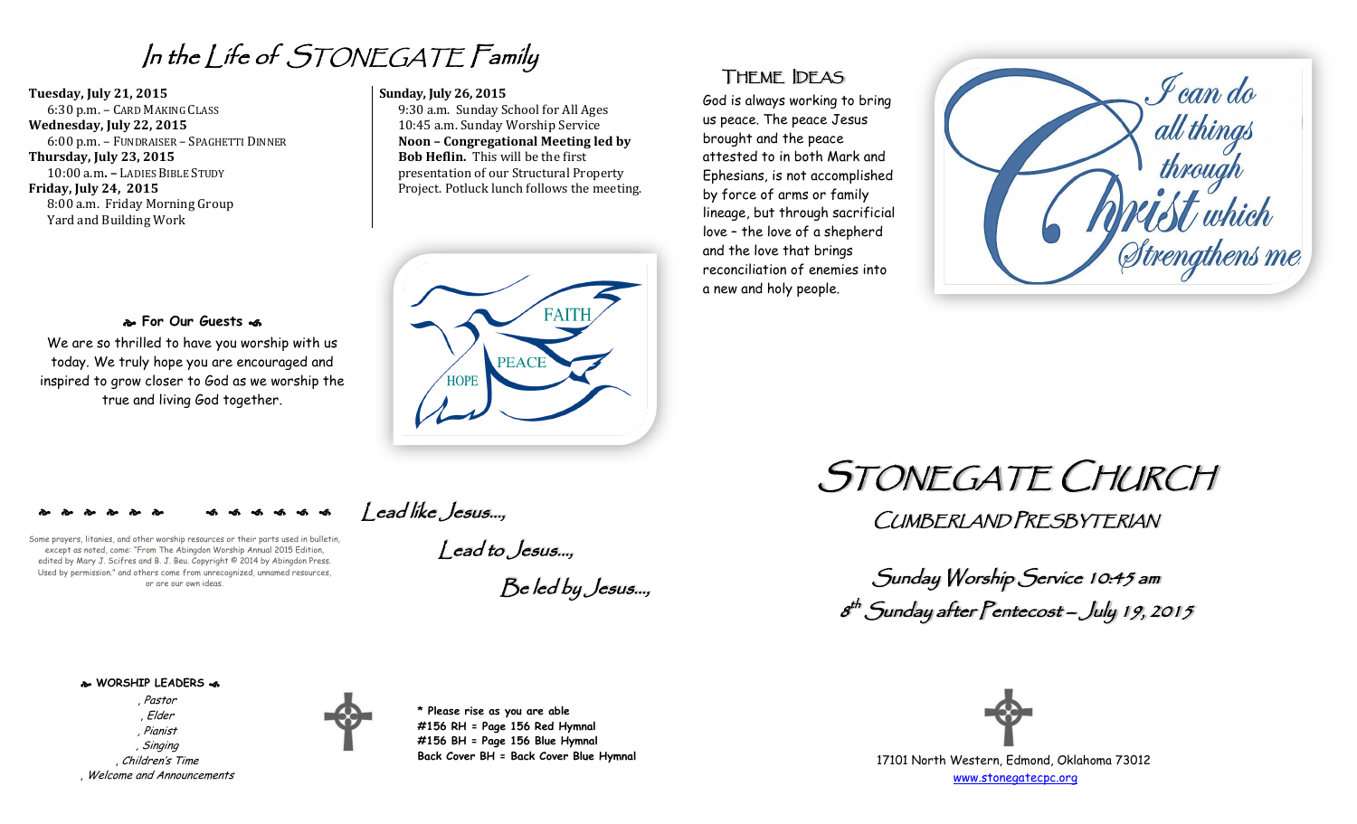# In the Life of STONEGATE Family

**Tuesday, July 21, 2015**
6:30 p.m. – CARD MAKING CLASS
**Wednesday, July 22, 2015**
6:00 p.m. – FUNDRAISER – SPAGHETTI DINNER
**Thursday, July 23, 2015**
10:00 a.m. – LADIES BIBLE STUDY
**Friday, July 24, 2015**
8:00 a.m. Friday Morning Group
Yard and Building Work

**Sunday, July 26, 2015**
9:30 a.m. Sunday School for All Ages
10:45 a.m. Sunday Worship Service
**Noon – Congregational Meeting led by Bob Heflin.** This will be the first presentation of our Structural Property Project. Potluck lunch follows the meeting.

**For Our Guests**

We are so thrilled to have you worship with us today. We truly hope you are encouraged and inspired to grow closer to God as we worship the true and living God together.

FAITH
PEACE
HOPE

Some prayers, litanies, and other worship resources or their parts used in bulletin, except as noted, come: "From The Abingdon Worship Annual 2015 Edition, edited by Mary J. Scifres and B. J. Beu. Copyright © 2014 by Abingdon Press. Used by permission." and others come from unrecognized, unnamed resources, or are our own ideas.

*Lead like Jesus…,*

*Lead to Jesus…,*

*Be led by Jesus…,*

**WORSHIP LEADERS**

*, Pastor*
*, Elder*
*, Pianist*
*, Singing*
*, Children's Time*
*, Welcome and Announcements*

**\* Please rise as you are able**
**#156 RH = Page 156 Red Hymnal**
**#156 BH = Page 156 Blue Hymnal**
**Back Cover BH = Back Cover Blue Hymnal**

## THEME IDEAS

God is always working to bring us peace. The peace Jesus brought and the peace attested to in both Mark and Ephesians, is not accomplished by force of arms or family lineage, but through sacrificial love – the love of a shepherd and the love that brings reconciliation of enemies into a new and holy people.

*I can do all things through Christ which Strengthens me*

# STONEGATE CHURCH

## CUMBERLAND PRESBYTERIAN

### Sunday Worship Service 10:45 am

### 8th Sunday after Pentecost – July 19, 2015

17101 North Western, Edmond, Oklahoma 73012
www.stonegatecpc.org